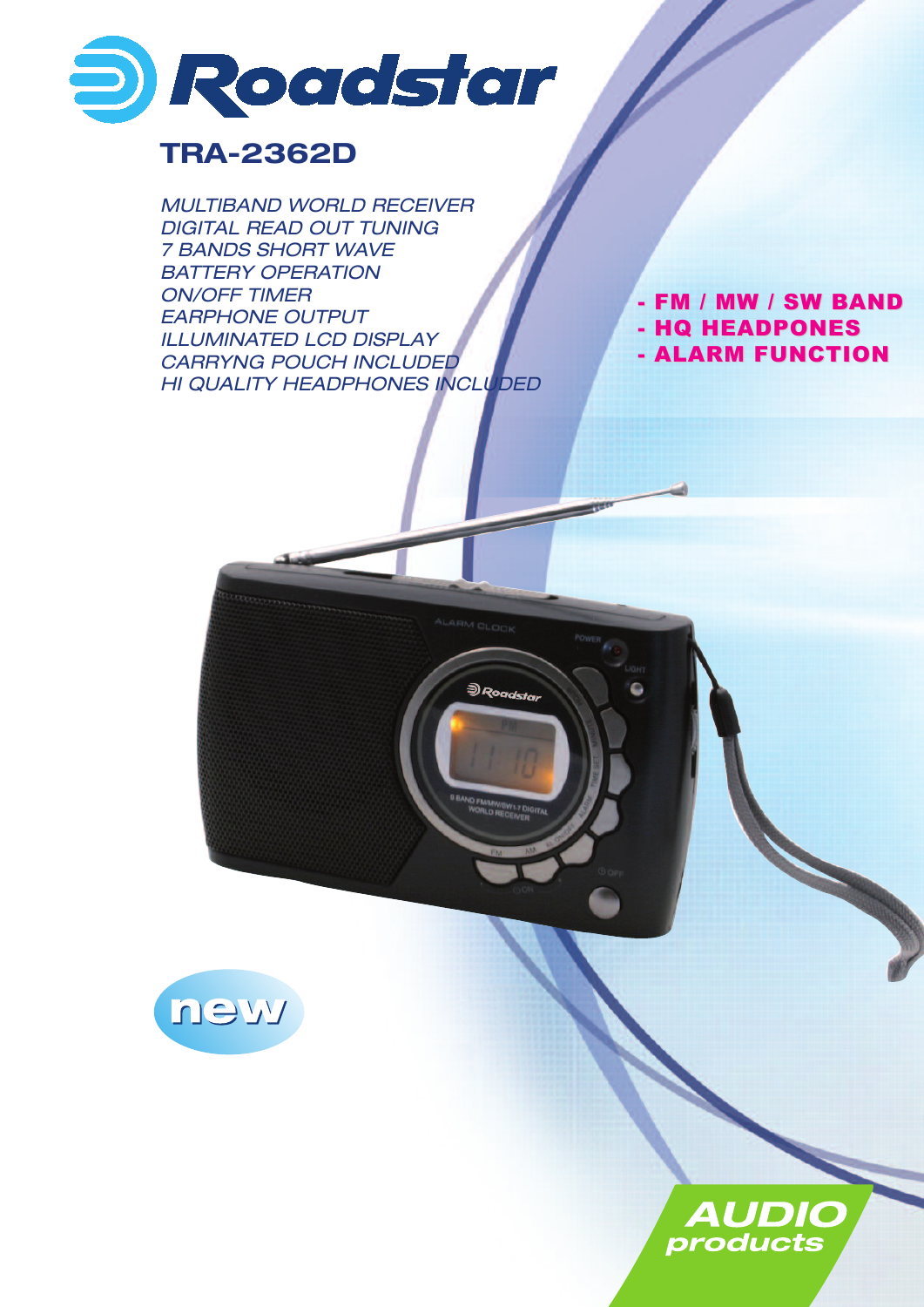# Roadstar

## TRA-2362D

*MULTIBAND WORLD RECEIVER*
*DIGITAL READ OUT TUNING*
*7 BANDS SHORT WAVE*
*BATTERY OPERATION*
*ON/OFF TIMER*
*EARPHONE OUTPUT*
*ILLUMINATED LCD DISPLAY*
*CARRYNG POUCH INCLUDED*
*HI QUALITY HEADPHONES INCLUDED*

**- FM / MW / SW BAND**
**- HQ HEADPONES**
**- ALARM FUNCTION**

new

AUDIO products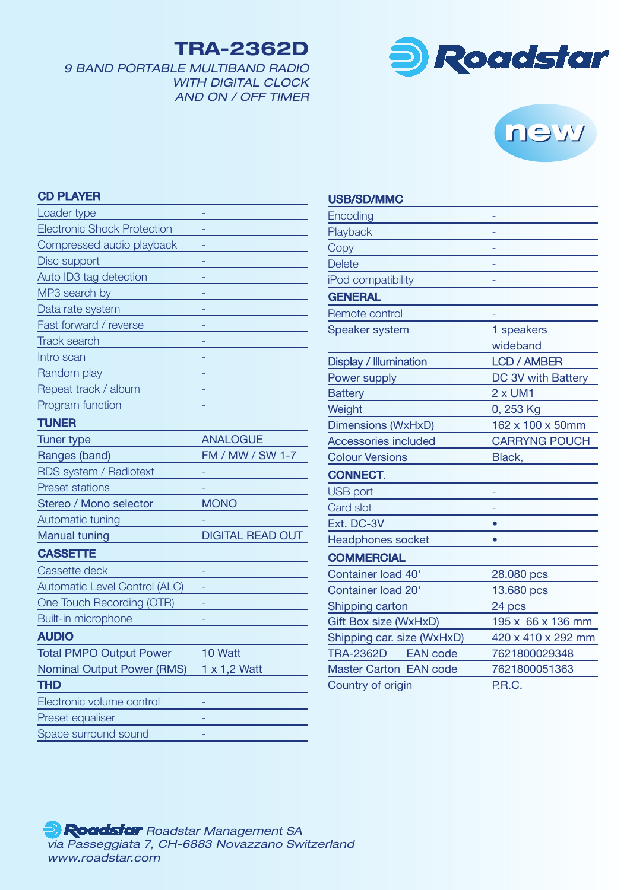# TRA-2362D

*9 BAND PORTABLE MULTIBAND RADIO WITH DIGITAL CLOCK AND ON / OFF TIMER*

Roadstar

new

## CD PLAYER

| | |
|---|---|
| Loader type | - |
| Electronic Shock Protection | - |
| Compressed audio playback | - |
| Disc support | - |
| Auto ID3 tag detection | - |
| MP3 search by | - |
| Data rate system | - |
| Fast forward / reverse | - |
| Track search | - |
| Intro scan | - |
| Random play | - |
| Repeat track / album | - |
| Program function | - |

## TUNER

| | |
|---|---|
| Tuner type | ANALOGUE |
| Ranges (band) | FM / MW / SW 1-7 |
| RDS system / Radiotext | - |
| Preset stations | - |
| Stereo / Mono selector | MONO |
| Automatic tuning | - |
| Manual tuning | DIGITAL READ OUT |

## CASSETTE

| | |
|---|---|
| Cassette deck | - |
| Automatic Level Control (ALC) | - |
| One Touch Recording (OTR) | - |
| Built-in microphone | - |

## AUDIO

| | |
|---|---|
| Total PMPO Output Power | 10 Watt |
| Nominal Output Power (RMS) | 1 x 1,2 Watt |

## THD

| | |
|---|---|
| Electronic volume control | - |
| Preset equaliser | - |
| Space surround sound | - |

## USB/SD/MMC

| | |
|---|---|
| Encoding | - |
| Playback | - |
| Copy | - |
| Delete | - |
| iPod compatibility | - |

## GENERAL

| | |
|---|---|
| Remote control | - |
| Speaker system | 1 speakers wideband |
| Display / Illumination | LCD / AMBER |
| Power supply | DC 3V with Battery |
| Battery | 2 x UM1 |
| Weight | 0, 253 Kg |
| Dimensions (WxHxD) | 162 x 100 x 50mm |
| Accessories included | CARRYNG POUCH |
| Colour Versions | Black, |

## CONNECT.

| | |
|---|---|
| USB port | - |
| Card slot | - |
| Ext. DC-3V | • |
| Headphones socket | • |

## COMMERCIAL

| | |
|---|---|
| Container load 40' | 28.080 pcs |
| Container load 20' | 13.680 pcs |
| Shipping carton | 24 pcs |
| Gift Box size (WxHxD) | 195 x 66 x 136 mm |
| Shipping car. size (WxHxD) | 420 x 410 x 292 mm |
| TRA-2362D EAN code | 7621800029348 |
| Master Carton EAN code | 7621800051363 |
| Country of origin | P.R.C. |

*Roadstar Roadstar Management SA*
*via Passeggiata 7, CH-6883 Novazzano Switzerland*
*www.roadstar.com*